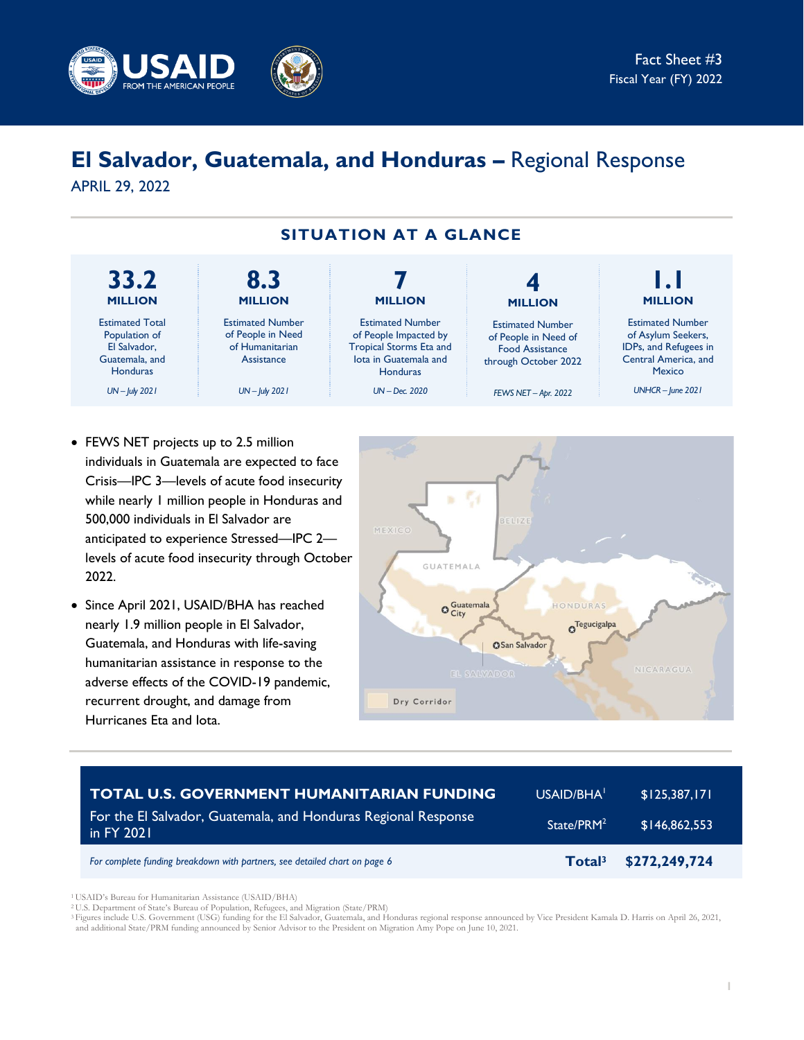Fact Sheet #3
Fiscal Year (FY) 2022

# El Salvador, Guatemala, and Honduras – Regional Response

APRIL 29, 2022

## SITUATION AT A GLANCE

| 33.2 MILLION | 8.3 MILLION | 7 MILLION | 4 MILLION | 1.1 MILLION |
|---|---|---|---|---|
| Estimated Total Population of El Salvador, Guatemala, and Honduras | Estimated Number of People in Need of Humanitarian Assistance | Estimated Number of People Impacted by Tropical Storms Eta and Iota in Guatemala and Honduras | Estimated Number of People in Need of Food Assistance through October 2022 | Estimated Number of Asylum Seekers, IDPs, and Refugees in Central America, and Mexico |
| *UN – July 2021* | *UN – July 2021* | *UN – Dec. 2020* | *FEWS NET – Apr. 2022* | *UNHCR – June 2021* |

- FEWS NET projects up to 2.5 million individuals in Guatemala are expected to face Crisis—IPC 3—levels of acute food insecurity while nearly 1 million people in Honduras and 500,000 individuals in El Salvador are anticipated to experience Stressed—IPC 2—levels of acute food insecurity through October 2022.
- Since April 2021, USAID/BHA has reached nearly 1.9 million people in El Salvador, Guatemala, and Honduras with life-saving humanitarian assistance in response to the adverse effects of the COVID-19 pandemic, recurrent drought, and damage from Hurricanes Eta and Iota.

| **TOTAL U.S. GOVERNMENT HUMANITARIAN FUNDING** For the El Salvador, Guatemala, and Honduras Regional Response in FY 2021 | | |
|---|---|---|
| | USAID/BHA[1] | $125,387,171 |
| | State/PRM[2] | $146,862,553 |
| *For complete funding breakdown with partners, see detailed chart on page 6* | **Total[3]** | **$272,249,724** |

[1] USAID's Bureau for Humanitarian Assistance (USAID/BHA)
[2] U.S. Department of State's Bureau of Population, Refugees, and Migration (State/PRM)
[3] Figures include U.S. Government (USG) funding for the El Salvador, Guatemala, and Honduras regional response announced by Vice President Kamala D. Harris on April 26, 2021, and additional State/PRM funding announced by Senior Advisor to the President on Migration Amy Pope on June 10, 2021.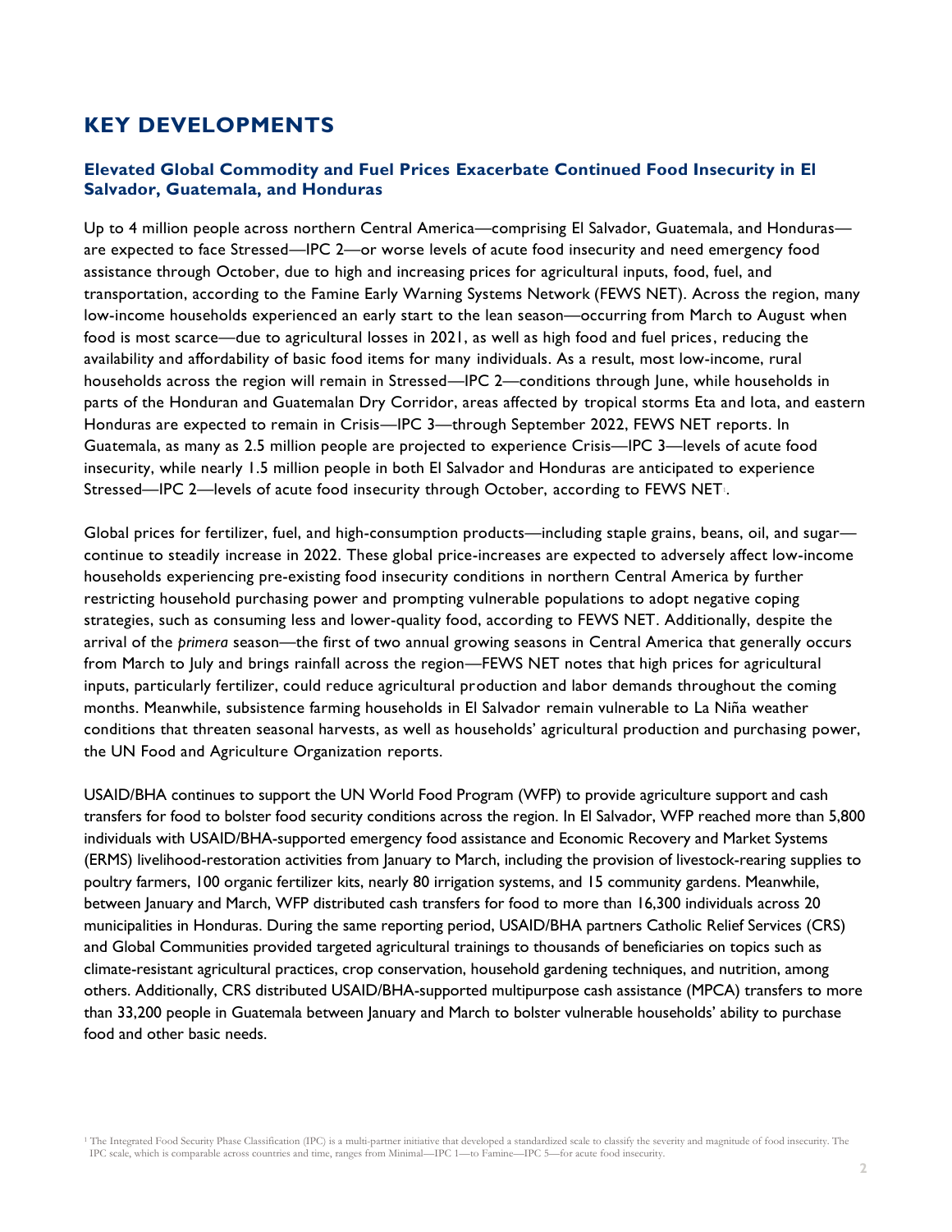## KEY DEVELOPMENTS

### Elevated Global Commodity and Fuel Prices Exacerbate Continued Food Insecurity in El Salvador, Guatemala, and Honduras

Up to 4 million people across northern Central America—comprising El Salvador, Guatemala, and Honduras—are expected to face Stressed—IPC 2—or worse levels of acute food insecurity and need emergency food assistance through October, due to high and increasing prices for agricultural inputs, food, fuel, and transportation, according to the Famine Early Warning Systems Network (FEWS NET). Across the region, many low-income households experienced an early start to the lean season—occurring from March to August when food is most scarce—due to agricultural losses in 2021, as well as high food and fuel prices, reducing the availability and affordability of basic food items for many individuals. As a result, most low-income, rural households across the region will remain in Stressed—IPC 2—conditions through June, while households in parts of the Honduran and Guatemalan Dry Corridor, areas affected by tropical storms Eta and Iota, and eastern Honduras are expected to remain in Crisis—IPC 3—through September 2022, FEWS NET reports. In Guatemala, as many as 2.5 million people are projected to experience Crisis—IPC 3—levels of acute food insecurity, while nearly 1.5 million people in both El Salvador and Honduras are anticipated to experience Stressed—IPC 2—levels of acute food insecurity through October, according to FEWS NET[1].

Global prices for fertilizer, fuel, and high-consumption products—including staple grains, beans, oil, and sugar—continue to steadily increase in 2022. These global price-increases are expected to adversely affect low-income households experiencing pre-existing food insecurity conditions in northern Central America by further restricting household purchasing power and prompting vulnerable populations to adopt negative coping strategies, such as consuming less and lower-quality food, according to FEWS NET. Additionally, despite the arrival of the *primera* season—the first of two annual growing seasons in Central America that generally occurs from March to July and brings rainfall across the region—FEWS NET notes that high prices for agricultural inputs, particularly fertilizer, could reduce agricultural production and labor demands throughout the coming months. Meanwhile, subsistence farming households in El Salvador remain vulnerable to La Niña weather conditions that threaten seasonal harvests, as well as households' agricultural production and purchasing power, the UN Food and Agriculture Organization reports.

USAID/BHA continues to support the UN World Food Program (WFP) to provide agriculture support and cash transfers for food to bolster food security conditions across the region. In El Salvador, WFP reached more than 5,800 individuals with USAID/BHA-supported emergency food assistance and Economic Recovery and Market Systems (ERMS) livelihood-restoration activities from January to March, including the provision of livestock-rearing supplies to poultry farmers, 100 organic fertilizer kits, nearly 80 irrigation systems, and 15 community gardens. Meanwhile, between January and March, WFP distributed cash transfers for food to more than 16,300 individuals across 20 municipalities in Honduras. During the same reporting period, USAID/BHA partners Catholic Relief Services (CRS) and Global Communities provided targeted agricultural trainings to thousands of beneficiaries on topics such as climate-resistant agricultural practices, crop conservation, household gardening techniques, and nutrition, among others. Additionally, CRS distributed USAID/BHA-supported multipurpose cash assistance (MPCA) transfers to more than 33,200 people in Guatemala between January and March to bolster vulnerable households' ability to purchase food and other basic needs.

[1] The Integrated Food Security Phase Classification (IPC) is a multi-partner initiative that developed a standardized scale to classify the severity and magnitude of food insecurity. The IPC scale, which is comparable across countries and time, ranges from Minimal—IPC 1—to Famine—IPC 5—for acute food insecurity.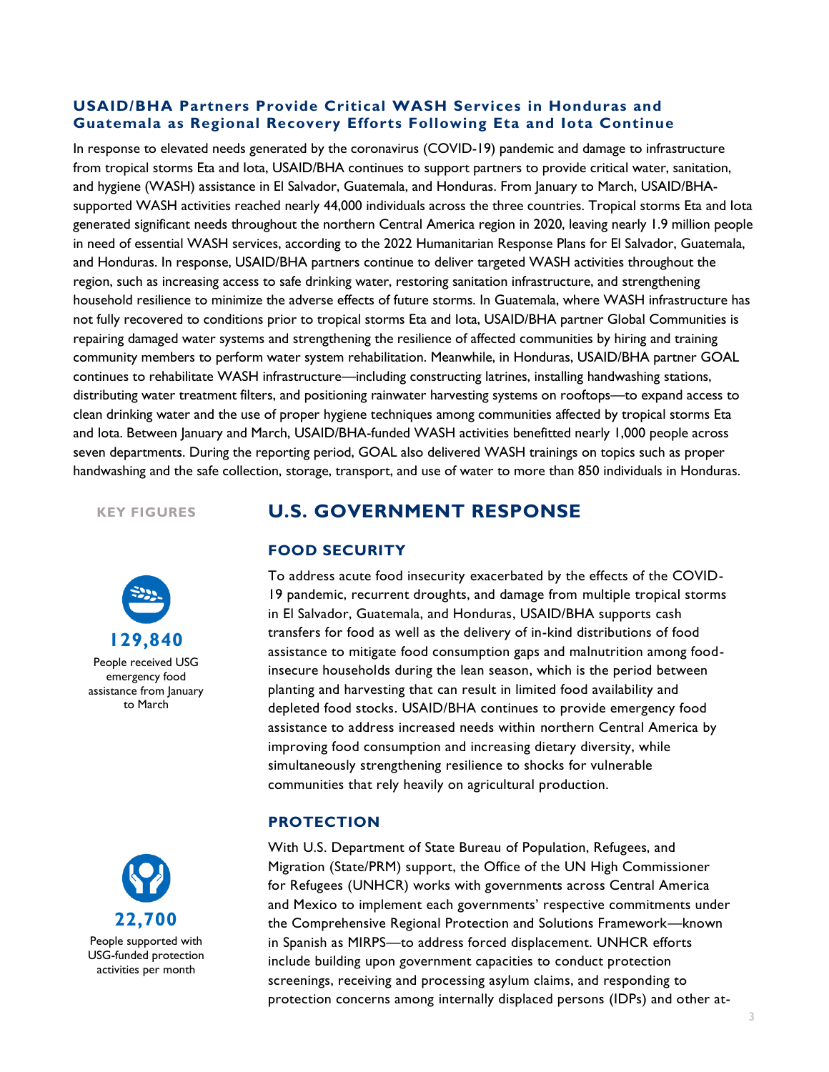### USAID/BHA Partners Provide Critical WASH Services in Honduras and Guatemala as Regional Recovery Efforts Following Eta and Iota Continue

In response to elevated needs generated by the coronavirus (COVID-19) pandemic and damage to infrastructure from tropical storms Eta and Iota, USAID/BHA continues to support partners to provide critical water, sanitation, and hygiene (WASH) assistance in El Salvador, Guatemala, and Honduras. From January to March, USAID/BHA-supported WASH activities reached nearly 44,000 individuals across the three countries. Tropical storms Eta and Iota generated significant needs throughout the northern Central America region in 2020, leaving nearly 1.9 million people in need of essential WASH services, according to the 2022 Humanitarian Response Plans for El Salvador, Guatemala, and Honduras. In response, USAID/BHA partners continue to deliver targeted WASH activities throughout the region, such as increasing access to safe drinking water, restoring sanitation infrastructure, and strengthening household resilience to minimize the adverse effects of future storms. In Guatemala, where WASH infrastructure has not fully recovered to conditions prior to tropical storms Eta and Iota, USAID/BHA partner Global Communities is repairing damaged water systems and strengthening the resilience of affected communities by hiring and training community members to perform water system rehabilitation. Meanwhile, in Honduras, USAID/BHA partner GOAL continues to rehabilitate WASH infrastructure—including constructing latrines, installing handwashing stations, distributing water treatment filters, and positioning rainwater harvesting systems on rooftops—to expand access to clean drinking water and the use of proper hygiene techniques among communities affected by tropical storms Eta and Iota. Between January and March, USAID/BHA-funded WASH activities benefitted nearly 1,000 people across seven departments. During the reporting period, GOAL also delivered WASH trainings on topics such as proper handwashing and the safe collection, storage, transport, and use of water to more than 850 individuals in Honduras.

**KEY FIGURES**

**129,840**

People received USG emergency food assistance from January to March

**22,700**

People supported with USG-funded protection activities per month

## U.S. GOVERNMENT RESPONSE

### FOOD SECURITY

To address acute food insecurity exacerbated by the effects of the COVID-19 pandemic, recurrent droughts, and damage from multiple tropical storms in El Salvador, Guatemala, and Honduras, USAID/BHA supports cash transfers for food as well as the delivery of in-kind distributions of food assistance to mitigate food consumption gaps and malnutrition among food-insecure households during the lean season, which is the period between planting and harvesting that can result in limited food availability and depleted food stocks. USAID/BHA continues to provide emergency food assistance to address increased needs within northern Central America by improving food consumption and increasing dietary diversity, while simultaneously strengthening resilience to shocks for vulnerable communities that rely heavily on agricultural production.

### PROTECTION

With U.S. Department of State Bureau of Population, Refugees, and Migration (State/PRM) support, the Office of the UN High Commissioner for Refugees (UNHCR) works with governments across Central America and Mexico to implement each governments' respective commitments under the Comprehensive Regional Protection and Solutions Framework—known in Spanish as MIRPS—to address forced displacement. UNHCR efforts include building upon government capacities to conduct protection screenings, receiving and processing asylum claims, and responding to protection concerns among internally displaced persons (IDPs) and other at-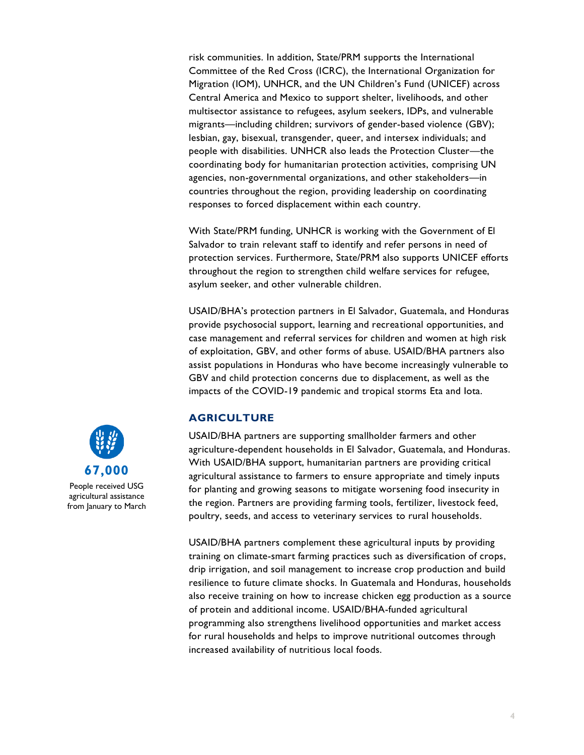risk communities. In addition, State/PRM supports the International Committee of the Red Cross (ICRC), the International Organization for Migration (IOM), UNHCR, and the UN Children's Fund (UNICEF) across Central America and Mexico to support shelter, livelihoods, and other multisector assistance to refugees, asylum seekers, IDPs, and vulnerable migrants—including children; survivors of gender-based violence (GBV); lesbian, gay, bisexual, transgender, queer, and intersex individuals; and people with disabilities. UNHCR also leads the Protection Cluster—the coordinating body for humanitarian protection activities, comprising UN agencies, non-governmental organizations, and other stakeholders—in countries throughout the region, providing leadership on coordinating responses to forced displacement within each country.

With State/PRM funding, UNHCR is working with the Government of El Salvador to train relevant staff to identify and refer persons in need of protection services. Furthermore, State/PRM also supports UNICEF efforts throughout the region to strengthen child welfare services for refugee, asylum seeker, and other vulnerable children.

USAID/BHA's protection partners in El Salvador, Guatemala, and Honduras provide psychosocial support, learning and recreational opportunities, and case management and referral services for children and women at high risk of exploitation, GBV, and other forms of abuse. USAID/BHA partners also assist populations in Honduras who have become increasingly vulnerable to GBV and child protection concerns due to displacement, as well as the impacts of the COVID-19 pandemic and tropical storms Eta and Iota.

## AGRICULTURE

**67,000**

People received USG agricultural assistance from January to March

USAID/BHA partners are supporting smallholder farmers and other agriculture-dependent households in El Salvador, Guatemala, and Honduras. With USAID/BHA support, humanitarian partners are providing critical agricultural assistance to farmers to ensure appropriate and timely inputs for planting and growing seasons to mitigate worsening food insecurity in the region. Partners are providing farming tools, fertilizer, livestock feed, poultry, seeds, and access to veterinary services to rural households.

USAID/BHA partners complement these agricultural inputs by providing training on climate-smart farming practices such as diversification of crops, drip irrigation, and soil management to increase crop production and build resilience to future climate shocks. In Guatemala and Honduras, households also receive training on how to increase chicken egg production as a source of protein and additional income. USAID/BHA-funded agricultural programming also strengthens livelihood opportunities and market access for rural households and helps to improve nutritional outcomes through increased availability of nutritious local foods.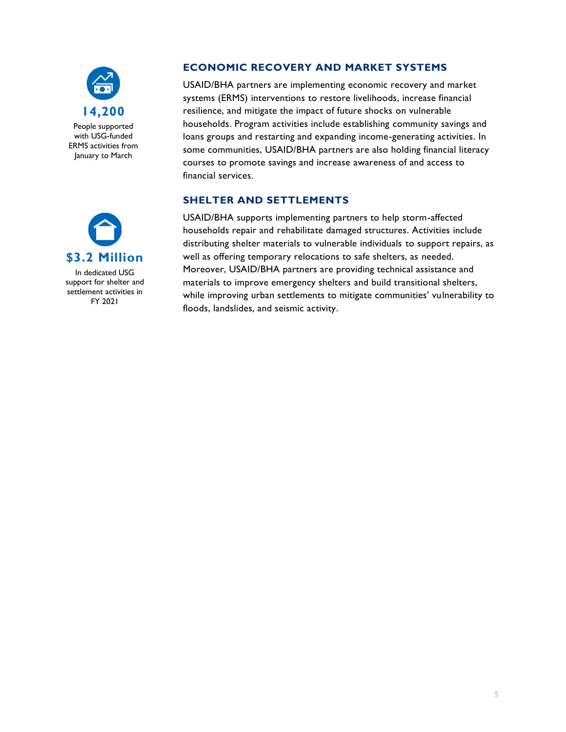**14,200**

People supported with USG-funded ERMS activities from January to March

## ECONOMIC RECOVERY AND MARKET SYSTEMS

USAID/BHA partners are implementing economic recovery and market systems (ERMS) interventions to restore livelihoods, increase financial resilience, and mitigate the impact of future shocks on vulnerable households. Program activities include establishing community savings and loans groups and restarting and expanding income-generating activities. In some communities, USAID/BHA partners are also holding financial literacy courses to promote savings and increase awareness of and access to financial services.

**$3.2 Million**

In dedicated USG support for shelter and settlement activities in FY 2021

## SHELTER AND SETTLEMENTS

USAID/BHA supports implementing partners to help storm-affected households repair and rehabilitate damaged structures. Activities include distributing shelter materials to vulnerable individuals to support repairs, as well as offering temporary relocations to safe shelters, as needed. Moreover, USAID/BHA partners are providing technical assistance and materials to improve emergency shelters and build transitional shelters, while improving urban settlements to mitigate communities' vulnerability to floods, landslides, and seismic activity.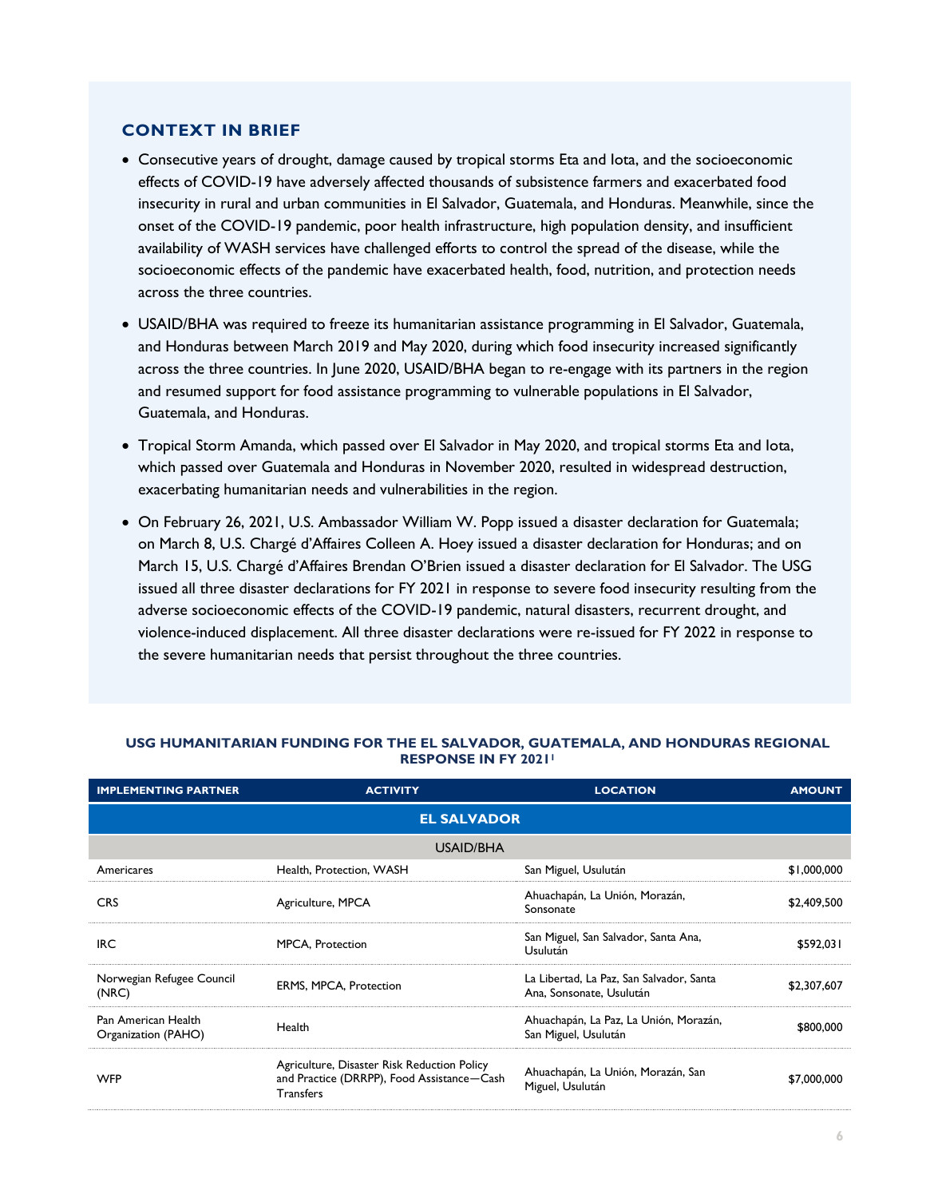## CONTEXT IN BRIEF

- Consecutive years of drought, damage caused by tropical storms Eta and Iota, and the socioeconomic effects of COVID-19 have adversely affected thousands of subsistence farmers and exacerbated food insecurity in rural and urban communities in El Salvador, Guatemala, and Honduras. Meanwhile, since the onset of the COVID-19 pandemic, poor health infrastructure, high population density, and insufficient availability of WASH services have challenged efforts to control the spread of the disease, while the socioeconomic effects of the pandemic have exacerbated health, food, nutrition, and protection needs across the three countries.
- USAID/BHA was required to freeze its humanitarian assistance programming in El Salvador, Guatemala, and Honduras between March 2019 and May 2020, during which food insecurity increased significantly across the three countries. In June 2020, USAID/BHA began to re-engage with its partners in the region and resumed support for food assistance programming to vulnerable populations in El Salvador, Guatemala, and Honduras.
- Tropical Storm Amanda, which passed over El Salvador in May 2020, and tropical storms Eta and Iota, which passed over Guatemala and Honduras in November 2020, resulted in widespread destruction, exacerbating humanitarian needs and vulnerabilities in the region.
- On February 26, 2021, U.S. Ambassador William W. Popp issued a disaster declaration for Guatemala; on March 8, U.S. Chargé d'Affaires Colleen A. Hoey issued a disaster declaration for Honduras; and on March 15, U.S. Chargé d'Affaires Brendan O'Brien issued a disaster declaration for El Salvador. The USG issued all three disaster declarations for FY 2021 in response to severe food insecurity resulting from the adverse socioeconomic effects of the COVID-19 pandemic, natural disasters, recurrent drought, and violence-induced displacement. All three disaster declarations were re-issued for FY 2022 in response to the severe humanitarian needs that persist throughout the three countries.

### USG HUMANITARIAN FUNDING FOR THE EL SALVADOR, GUATEMALA, AND HONDURAS REGIONAL RESPONSE IN FY 2021[1]

| IMPLEMENTING PARTNER | ACTIVITY | LOCATION | AMOUNT |
|---|---|---|---|
| **EL SALVADOR** | | | |
| USAID/BHA | | | |
| Americares | Health, Protection, WASH | San Miguel, Usulután | $1,000,000 |
| CRS | Agriculture, MPCA | Ahuachapán, La Unión, Morazán, Sonsonate | $2,409,500 |
| IRC | MPCA, Protection | San Miguel, San Salvador, Santa Ana, Usulután | $592,031 |
| Norwegian Refugee Council (NRC) | ERMS, MPCA, Protection | La Libertad, La Paz, San Salvador, Santa Ana, Sonsonate, Usulután | $2,307,607 |
| Pan American Health Organization (PAHO) | Health | Ahuachapán, La Paz, La Unión, Morazán, San Miguel, Usulután | $800,000 |
| WFP | Agriculture, Disaster Risk Reduction Policy and Practice (DRRPP), Food Assistance—Cash Transfers | Ahuachapán, La Unión, Morazán, San Miguel, Usulután | $7,000,000 |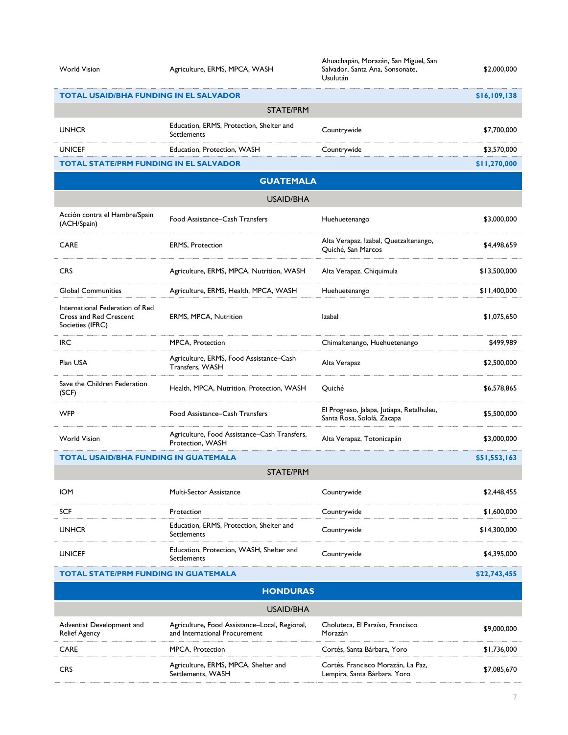| | | | |
|---|---|---|---|
| World Vision | Agriculture, ERMS, MPCA, WASH | Ahuachapán, Morazán, San Miguel, San Salvador, Santa Ana, Sonsonate, Usulután | $2,000,000 |
| **TOTAL USAID/BHA FUNDING IN EL SALVADOR** | | | **$16,109,138** |
| | **STATE/PRM** | | |
| UNHCR | Education, ERMS, Protection, Shelter and Settlements | Countrywide | $7,700,000 |
| UNICEF | Education, Protection, WASH | Countrywide | $3,570,000 |
| **TOTAL STATE/PRM FUNDING IN EL SALVADOR** | | | **$11,270,000** |
| | **GUATEMALA** | | |
| | **USAID/BHA** | | |
| Acción contra el Hambre/Spain (ACH/Spain) | Food Assistance–Cash Transfers | Huehuetenango | $3,000,000 |
| CARE | ERMS, Protection | Alta Verapaz, Izabal, Quetzaltenango, Quiché, San Marcos | $4,498,659 |
| CRS | Agriculture, ERMS, MPCA, Nutrition, WASH | Alta Verapaz, Chiquimula | $13,500,000 |
| Global Communities | Agriculture, ERMS, Health, MPCA, WASH | Huehuetenango | $11,400,000 |
| International Federation of Red Cross and Red Crescent Societies (IFRC) | ERMS, MPCA, Nutrition | Izabal | $1,075,650 |
| IRC | MPCA, Protection | Chimaltenango, Huehuetenango | $499,989 |
| Plan USA | Agriculture, ERMS, Food Assistance–Cash Transfers, WASH | Alta Verapaz | $2,500,000 |
| Save the Children Federation (SCF) | Health, MPCA, Nutrition, Protection, WASH | Quiché | $6,578,865 |
| WFP | Food Assistance–Cash Transfers | El Progreso, Jalapa, Jutiapa, Retalhuleu, Santa Rosa, Sololá, Zacapa | $5,500,000 |
| World Vision | Agriculture, Food Assistance–Cash Transfers, Protection, WASH | Alta Verapaz, Totonicapán | $3,000,000 |
| **TOTAL USAID/BHA FUNDING IN GUATEMALA** | | | **$51,553,163** |
| | **STATE/PRM** | | |
| IOM | Multi-Sector Assistance | Countrywide | $2,448,455 |
| SCF | Protection | Countrywide | $1,600,000 |
| UNHCR | Education, ERMS, Protection, Shelter and Settlements | Countrywide | $14,300,000 |
| UNICEF | Education, Protection, WASH, Shelter and Settlements | Countrywide | $4,395,000 |
| **TOTAL STATE/PRM FUNDING IN GUATEMALA** | | | **$22,743,455** |
| | **HONDURAS** | | |
| | **USAID/BHA** | | |
| Adventist Development and Relief Agency | Agriculture, Food Assistance–Local, Regional, and International Procurement | Choluteca, El Paraíso, Francisco Morazán | $9,000,000 |
| CARE | MPCA, Protection | Cortés, Santa Bárbara, Yoro | $1,736,000 |
| CRS | Agriculture, ERMS, MPCA, Shelter and Settlements, WASH | Cortés, Francisco Morazán, La Paz, Lempira, Santa Bárbara, Yoro | $7,085,670 |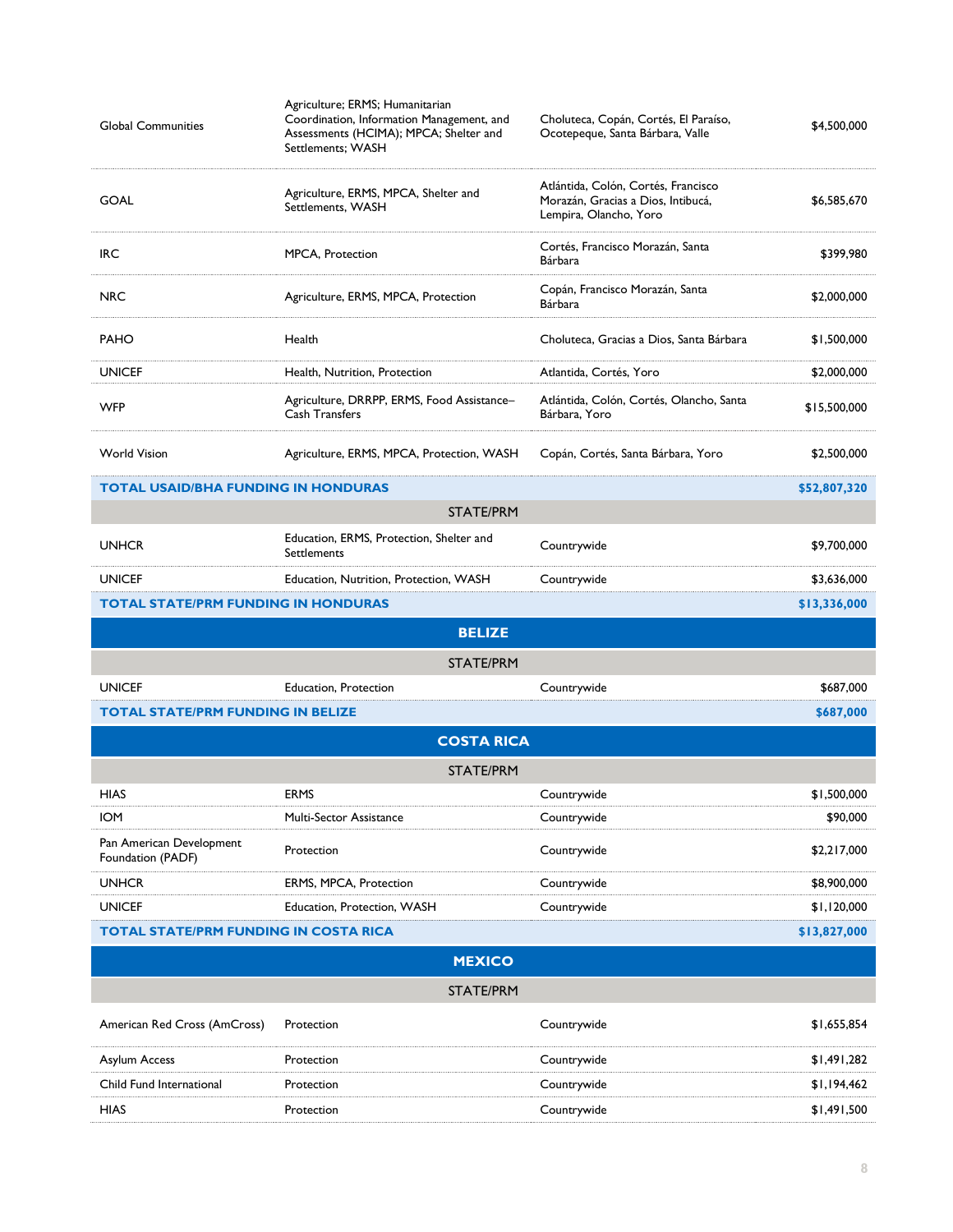| | | | |
|---|---|---|---|
| Global Communities | Agriculture; ERMS; Humanitarian Coordination, Information Management, and Assessments (HCIMA); MPCA; Shelter and Settlements; WASH | Choluteca, Copán, Cortés, El Paraíso, Ocotepeque, Santa Bárbara, Valle | $4,500,000 |
| GOAL | Agriculture, ERMS, MPCA, Shelter and Settlements, WASH | Atlántida, Colón, Cortés, Francisco Morazán, Gracias a Dios, Intibucá, Lempira, Olancho, Yoro | $6,585,670 |
| IRC | MPCA, Protection | Cortés, Francisco Morazán, Santa Bárbara | $399,980 |
| NRC | Agriculture, ERMS, MPCA, Protection | Copán, Francisco Morazán, Santa Bárbara | $2,000,000 |
| PAHO | Health | Choluteca, Gracias a Dios, Santa Bárbara | $1,500,000 |
| UNICEF | Health, Nutrition, Protection | Atlantida, Cortés, Yoro | $2,000,000 |
| WFP | Agriculture, DRRPP, ERMS, Food Assistance–Cash Transfers | Atlántida, Colón, Cortés, Olancho, Santa Bárbara, Yoro | $15,500,000 |
| World Vision | Agriculture, ERMS, MPCA, Protection, WASH | Copán, Cortés, Santa Bárbara, Yoro | $2,500,000 |
| **TOTAL USAID/BHA FUNDING IN HONDURAS** | | | **$52,807,320** |
| | **STATE/PRM** | | |
| UNHCR | Education, ERMS, Protection, Shelter and Settlements | Countrywide | $9,700,000 |
| UNICEF | Education, Nutrition, Protection, WASH | Countrywide | $3,636,000 |
| **TOTAL STATE/PRM FUNDING IN HONDURAS** | | | **$13,336,000** |
| | **BELIZE** | | |
| | **STATE/PRM** | | |
| UNICEF | Education, Protection | Countrywide | $687,000 |
| **TOTAL STATE/PRM FUNDING IN BELIZE** | | | **$687,000** |
| | **COSTA RICA** | | |
| | **STATE/PRM** | | |
| HIAS | ERMS | Countrywide | $1,500,000 |
| IOM | Multi-Sector Assistance | Countrywide | $90,000 |
| Pan American Development Foundation (PADF) | Protection | Countrywide | $2,217,000 |
| UNHCR | ERMS, MPCA, Protection | Countrywide | $8,900,000 |
| UNICEF | Education, Protection, WASH | Countrywide | $1,120,000 |
| **TOTAL STATE/PRM FUNDING IN COSTA RICA** | | | **$13,827,000** |
| | **MEXICO** | | |
| | **STATE/PRM** | | |
| American Red Cross (AmCross) | Protection | Countrywide | $1,655,854 |
| Asylum Access | Protection | Countrywide | $1,491,282 |
| Child Fund International | Protection | Countrywide | $1,194,462 |
| HIAS | Protection | Countrywide | $1,491,500 |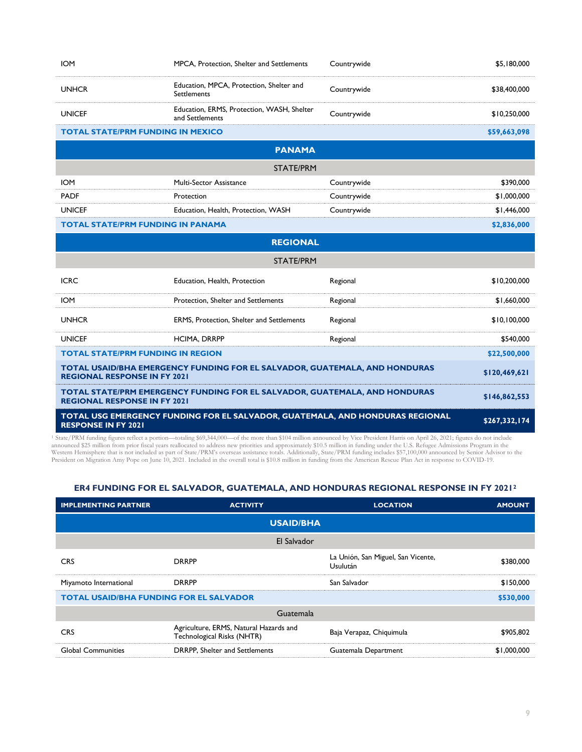| | | | |
|---|---|---|---|
| IOM | MPCA, Protection, Shelter and Settlements | Countrywide | $5,180,000 |
| UNHCR | Education, MPCA, Protection, Shelter and Settlements | Countrywide | $38,400,000 |
| UNICEF | Education, ERMS, Protection, WASH, Shelter and Settlements | Countrywide | $10,250,000 |
| **TOTAL STATE/PRM FUNDING IN MEXICO** | | | **$59,663,098** |
| | | **PANAMA** | |
| | | STATE/PRM | |
| IOM | Multi-Sector Assistance | Countrywide | $390,000 |
| PADF | Protection | Countrywide | $1,000,000 |
| UNICEF | Education, Health, Protection, WASH | Countrywide | $1,446,000 |
| **TOTAL STATE/PRM FUNDING IN PANAMA** | | | **$2,836,000** |
| | | **REGIONAL** | |
| | | STATE/PRM | |
| ICRC | Education, Health, Protection | Regional | $10,200,000 |
| IOM | Protection, Shelter and Settlements | Regional | $1,660,000 |
| UNHCR | ERMS, Protection, Shelter and Settlements | Regional | $10,100,000 |
| UNICEF | HCIMA, DRRPP | Regional | $540,000 |
| **TOTAL STATE/PRM FUNDING IN REGION** | | | **$22,500,000** |
| **TOTAL USAID/BHA EMERGENCY FUNDING FOR EL SALVADOR, GUATEMALA, AND HONDURAS REGIONAL RESPONSE IN FY 2021** | | | **$120,469,621** |
| **TOTAL STATE/PRM EMERGENCY FUNDING FOR EL SALVADOR, GUATEMALA, AND HONDURAS REGIONAL RESPONSE IN FY 2021** | | | **$146,862,553** |
| **TOTAL USG EMERGENCY FUNDING FOR EL SALVADOR, GUATEMALA, AND HONDURAS REGIONAL RESPONSE IN FY 2021** | | | **$267,332,174** |

[1] State/PRM funding figures reflect a portion—totaling $69,344,000—of the more than $104 million announced by Vice President Harris on April 26, 2021; figures do not include announced $25 million from prior fiscal years reallocated to address new priorities and approximately $10.5 million in funding under the U.S. Refugee Admissions Program in the Western Hemisphere that is not included as part of State/PRM's overseas assistance totals. Additionally, State/PRM funding includes $57,100,000 announced by Senior Advisor to the President on Migration Amy Pope on June 10, 2021. Included in the overall total is $10.8 million in funding from the American Rescue Plan Act in response to COVID-19.

### ER4 FUNDING FOR EL SALVADOR, GUATEMALA, AND HONDURAS REGIONAL RESPONSE IN FY 2021[2]

| IMPLEMENTING PARTNER | ACTIVITY | LOCATION | AMOUNT |
|---|---|---|---|
| | | **USAID/BHA** | |
| | | El Salvador | |
| CRS | DRRPP | La Unión, San Miguel, San Vicente, Usulután | $380,000 |
| Miyamoto International | DRRPP | San Salvador | $150,000 |
| **TOTAL USAID/BHA FUNDING FOR EL SALVADOR** | | | **$530,000** |
| | | Guatemala | |
| CRS | Agriculture, ERMS, Natural Hazards and Technological Risks (NHTR) | Baja Verapaz, Chiquimula | $905,802 |
| Global Communities | DRRPP, Shelter and Settlements | Guatemala Department | $1,000,000 |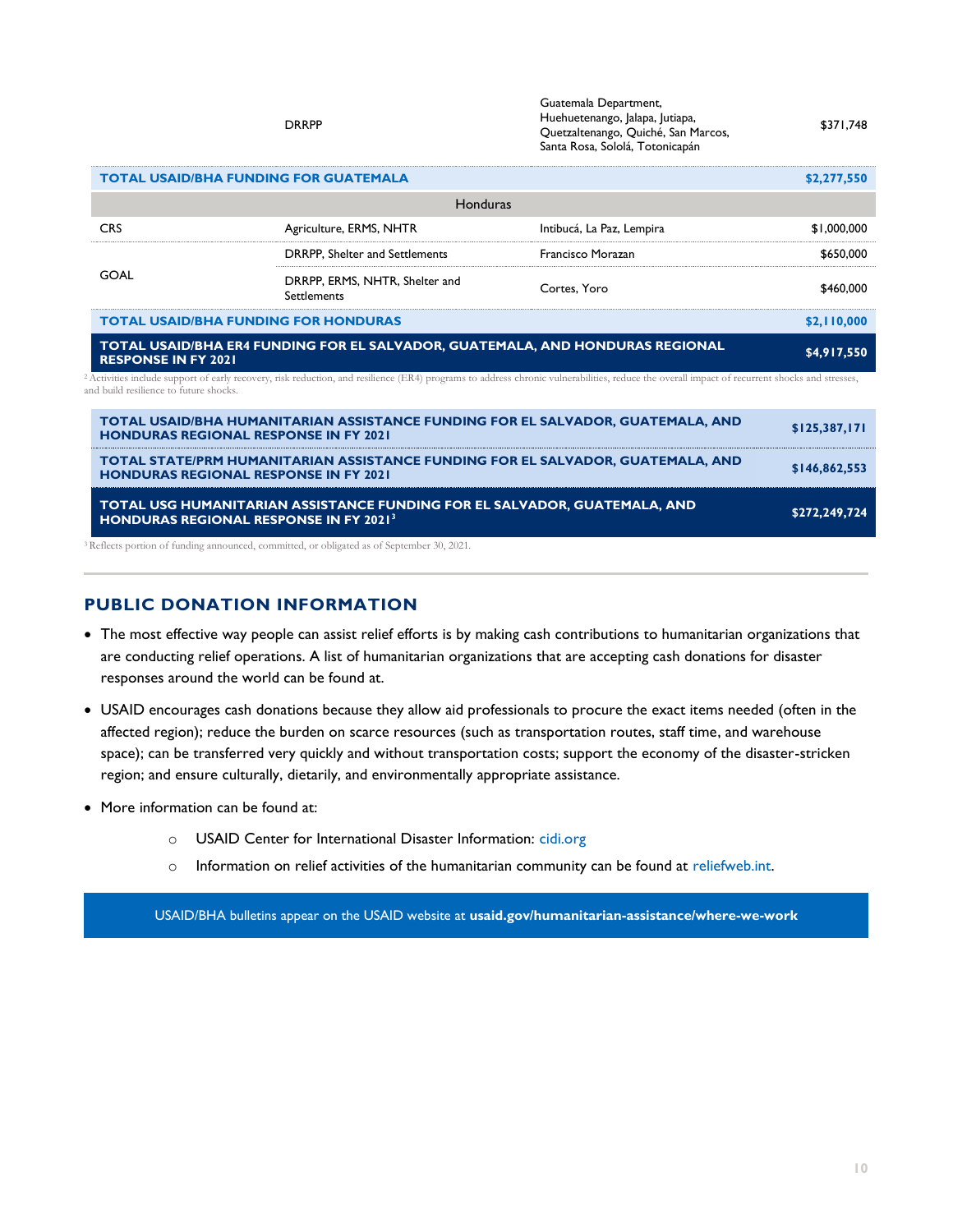| | | | |
|---|---|---|---|
| | DRRPP | Guatemala Department, Huehuetenango, Jalapa, Jutiapa, Quetzaltenango, Quiché, San Marcos, Santa Rosa, Sololá, Totonicapán | $371,748 |
| **TOTAL USAID/BHA FUNDING FOR GUATEMALA** | | | **$2,277,550** |
| | | Honduras | |
| CRS | Agriculture, ERMS, NHTR | Intibucá, La Paz, Lempira | $1,000,000 |
| GOAL | DRRPP, Shelter and Settlements | Francisco Morazan | $650,000 |
| | DRRPP, ERMS, NHTR, Shelter and Settlements | Cortes, Yoro | $460,000 |
| **TOTAL USAID/BHA FUNDING FOR HONDURAS** | | | **$2,110,000** |
| **TOTAL USAID/BHA ER4 FUNDING FOR EL SALVADOR, GUATEMALA, AND HONDURAS REGIONAL RESPONSE IN FY 2021** | | | **$4,917,550** |

[2] Activities include support of early recovery, risk reduction, and resilience (ER4) programs to address chronic vulnerabilities, reduce the overall impact of recurrent shocks and stresses, and build resilience to future shocks.

| | |
|---|---|
| **TOTAL USAID/BHA HUMANITARIAN ASSISTANCE FUNDING FOR EL SALVADOR, GUATEMALA, AND HONDURAS REGIONAL RESPONSE IN FY 2021** | **$125,387,171** |
| **TOTAL STATE/PRM HUMANITARIAN ASSISTANCE FUNDING FOR EL SALVADOR, GUATEMALA, AND HONDURAS REGIONAL RESPONSE IN FY 2021** | **$146,862,553** |
| **TOTAL USG HUMANITARIAN ASSISTANCE FUNDING FOR EL SALVADOR, GUATEMALA, AND HONDURAS REGIONAL RESPONSE IN FY 2021[3]** | **$272,249,724** |

[3] Reflects portion of funding announced, committed, or obligated as of September 30, 2021.

## PUBLIC DONATION INFORMATION

- The most effective way people can assist relief efforts is by making cash contributions to humanitarian organizations that are conducting relief operations. A list of humanitarian organizations that are accepting cash donations for disaster responses around the world can be found at.
- USAID encourages cash donations because they allow aid professionals to procure the exact items needed (often in the affected region); reduce the burden on scarce resources (such as transportation routes, staff time, and warehouse space); can be transferred very quickly and without transportation costs; support the economy of the disaster-stricken region; and ensure culturally, dietarily, and environmentally appropriate assistance.
- More information can be found at:
  - USAID Center for International Disaster Information: cidi.org
  - Information on relief activities of the humanitarian community can be found at reliefweb.int.

USAID/BHA bulletins appear on the USAID website at **usaid.gov/humanitarian-assistance/where-we-work**